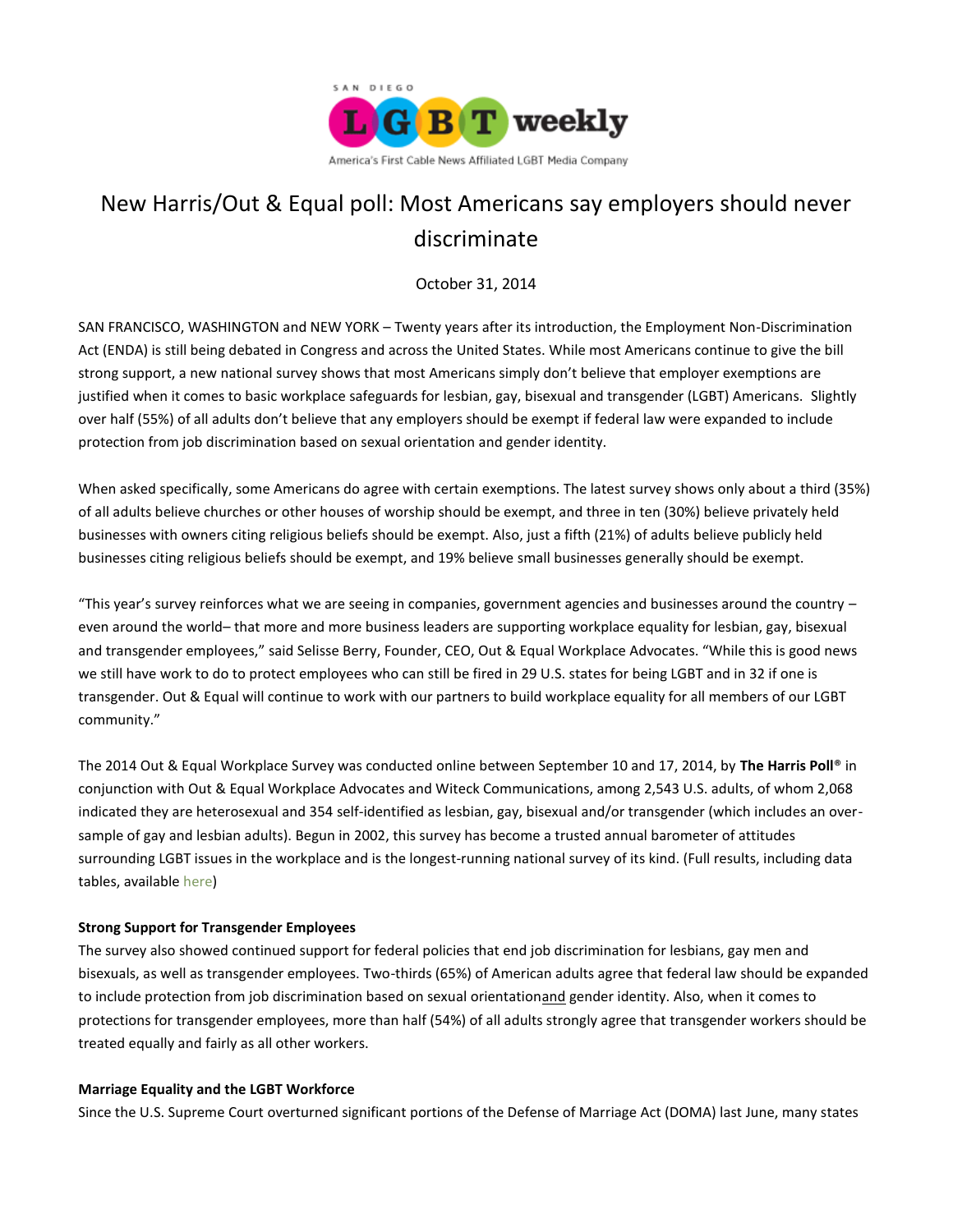SAN DIEGO LGBT weekly

America's First Cable News Affiliated LGBT Media Company

# New Harris/Out & Equal poll: Most Americans say employers should never discriminate

October 31, 2014

SAN FRANCISCO, WASHINGTON and NEW YORK – Twenty years after its introduction, the Employment Non-Discrimination Act (ENDA) is still being debated in Congress and across the United States. While most Americans continue to give the bill strong support, a new national survey shows that most Americans simply don't believe that employer exemptions are justified when it comes to basic workplace safeguards for lesbian, gay, bisexual and transgender (LGBT) Americans. Slightly over half (55%) of all adults don't believe that any employers should be exempt if federal law were expanded to include protection from job discrimination based on sexual orientation and gender identity.

When asked specifically, some Americans do agree with certain exemptions. The latest survey shows only about a third (35%) of all adults believe churches or other houses of worship should be exempt, and three in ten (30%) believe privately held businesses with owners citing religious beliefs should be exempt. Also, just a fifth (21%) of adults believe publicly held businesses citing religious beliefs should be exempt, and 19% believe small businesses generally should be exempt.

"This year's survey reinforces what we are seeing in companies, government agencies and businesses around the country – even around the world– that more and more business leaders are supporting workplace equality for lesbian, gay, bisexual and transgender employees," said Selisse Berry, Founder, CEO, Out & Equal Workplace Advocates. "While this is good news we still have work to do to protect employees who can still be fired in 29 U.S. states for being LGBT and in 32 if one is transgender. Out & Equal will continue to work with our partners to build workplace equality for all members of our LGBT community."

The 2014 Out & Equal Workplace Survey was conducted online between September 10 and 17, 2014, by **The Harris Poll**® in conjunction with Out & Equal Workplace Advocates and Witeck Communications, among 2,543 U.S. adults, of whom 2,068 indicated they are heterosexual and 354 self-identified as lesbian, gay, bisexual and/or transgender (which includes an over-sample of gay and lesbian adults). Begun in 2002, this survey has become a trusted annual barometer of attitudes surrounding LGBT issues in the workplace and is the longest-running national survey of its kind. (Full results, including data tables, available here)

**Strong Support for Transgender Employees**

The survey also showed continued support for federal policies that end job discrimination for lesbians, gay men and bisexuals, as well as transgender employees. Two-thirds (65%) of American adults agree that federal law should be expanded to include protection from job discrimination based on sexual orientationand gender identity. Also, when it comes to protections for transgender employees, more than half (54%) of all adults strongly agree that transgender workers should be treated equally and fairly as all other workers.

**Marriage Equality and the LGBT Workforce**

Since the U.S. Supreme Court overturned significant portions of the Defense of Marriage Act (DOMA) last June, many states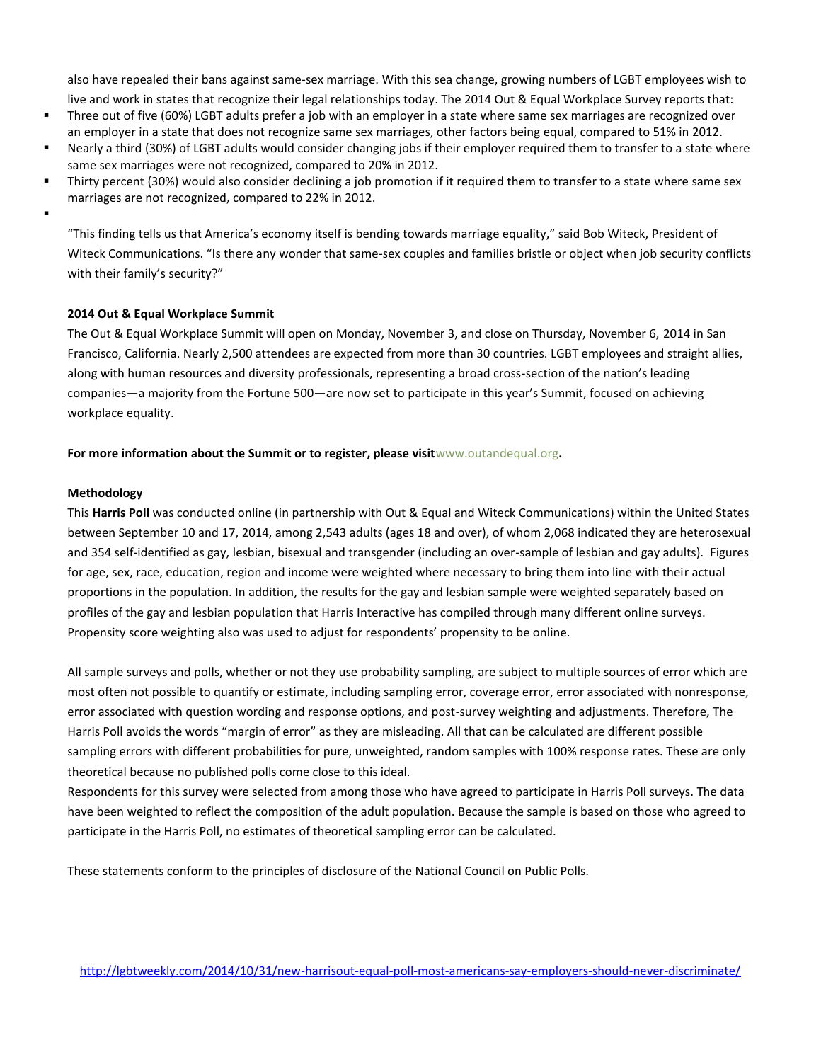also have repealed their bans against same-sex marriage. With this sea change, growing numbers of LGBT employees wish to live and work in states that recognize their legal relationships today. The 2014 Out & Equal Workplace Survey reports that:

- Three out of five (60%) LGBT adults prefer a job with an employer in a state where same sex marriages are recognized over an employer in a state that does not recognize same sex marriages, other factors being equal, compared to 51% in 2012.
- Nearly a third (30%) of LGBT adults would consider changing jobs if their employer required them to transfer to a state where same sex marriages were not recognized, compared to 20% in 2012.
- Thirty percent (30%) would also consider declining a job promotion if it required them to transfer to a state where same sex marriages are not recognized, compared to 22% in 2012.

"This finding tells us that America's economy itself is bending towards marriage equality," said Bob Witeck, President of Witeck Communications. "Is there any wonder that same-sex couples and families bristle or object when job security conflicts with their family's security?"

**2014 Out & Equal Workplace Summit**

The Out & Equal Workplace Summit will open on Monday, November 3, and close on Thursday, November 6, 2014 in San Francisco, California. Nearly 2,500 attendees are expected from more than 30 countries. LGBT employees and straight allies, along with human resources and diversity professionals, representing a broad cross-section of the nation's leading companies—a majority from the Fortune 500—are now set to participate in this year's Summit, focused on achieving workplace equality.

**For more information about the Summit or to register, please visit** www.outandequal.org**.**

**Methodology**

This **Harris Poll** was conducted online (in partnership with Out & Equal and Witeck Communications) within the United States between September 10 and 17, 2014, among 2,543 adults (ages 18 and over), of whom 2,068 indicated they are heterosexual and 354 self-identified as gay, lesbian, bisexual and transgender (including an over-sample of lesbian and gay adults). Figures for age, sex, race, education, region and income were weighted where necessary to bring them into line with their actual proportions in the population. In addition, the results for the gay and lesbian sample were weighted separately based on profiles of the gay and lesbian population that Harris Interactive has compiled through many different online surveys. Propensity score weighting also was used to adjust for respondents' propensity to be online.

All sample surveys and polls, whether or not they use probability sampling, are subject to multiple sources of error which are most often not possible to quantify or estimate, including sampling error, coverage error, error associated with nonresponse, error associated with question wording and response options, and post-survey weighting and adjustments. Therefore, The Harris Poll avoids the words "margin of error" as they are misleading. All that can be calculated are different possible sampling errors with different probabilities for pure, unweighted, random samples with 100% response rates. These are only theoretical because no published polls come close to this ideal.

Respondents for this survey were selected from among those who have agreed to participate in Harris Poll surveys. The data have been weighted to reflect the composition of the adult population. Because the sample is based on those who agreed to participate in the Harris Poll, no estimates of theoretical sampling error can be calculated.

These statements conform to the principles of disclosure of the National Council on Public Polls.

http://lgbtweekly.com/2014/10/31/new-harrisout-equal-poll-most-americans-say-employers-should-never-discriminate/